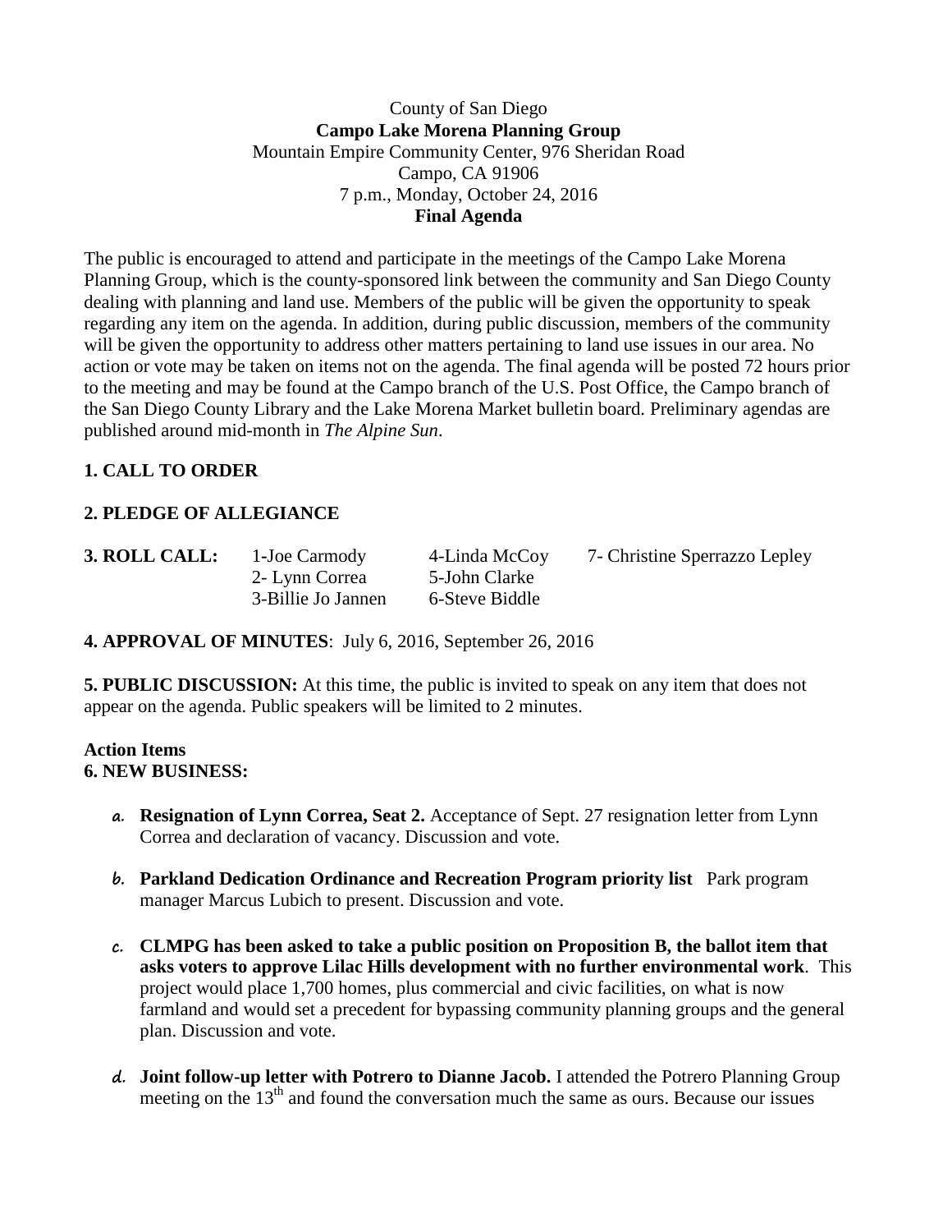County of San Diego
**Campo Lake Morena Planning Group**
Mountain Empire Community Center, 976 Sheridan Road
Campo, CA 91906
7 p.m., Monday, October 24, 2016
**Final Agenda**

The public is encouraged to attend and participate in the meetings of the Campo Lake Morena Planning Group, which is the county-sponsored link between the community and San Diego County dealing with planning and land use. Members of the public will be given the opportunity to speak regarding any item on the agenda. In addition, during public discussion, members of the community will be given the opportunity to address other matters pertaining to land use issues in our area. No action or vote may be taken on items not on the agenda. The final agenda will be posted 72 hours prior to the meeting and may be found at the Campo branch of the U.S. Post Office, the Campo branch of the San Diego County Library and the Lake Morena Market bulletin board. Preliminary agendas are published around mid-month in *The Alpine Sun*.

**1. CALL TO ORDER**

**2. PLEDGE OF ALLEGIANCE**

**3. ROLL CALL:**

1-Joe Carmody
2- Lynn Correa
3-Billie Jo Jannen
4-Linda McCoy
5-John Clarke
6-Steve Biddle
7- Christine Sperrazzo Lepley

**4. APPROVAL OF MINUTES**: July 6, 2016, September 26, 2016

**5. PUBLIC DISCUSSION:** At this time, the public is invited to speak on any item that does not appear on the agenda. Public speakers will be limited to 2 minutes.

**Action Items**
**6. NEW BUSINESS:**

a. **Resignation of Lynn Correa, Seat 2.** Acceptance of Sept. 27 resignation letter from Lynn Correa and declaration of vacancy. Discussion and vote.

b. **Parkland Dedication Ordinance and Recreation Program priority list** Park program manager Marcus Lubich to present. Discussion and vote.

c. **CLMPG has been asked to take a public position on Proposition B, the ballot item that asks voters to approve Lilac Hills development with no further environmental work**. This project would place 1,700 homes, plus commercial and civic facilities, on what is now farmland and would set a precedent for bypassing community planning groups and the general plan. Discussion and vote.

d. **Joint follow-up letter with Potrero to Dianne Jacob.** I attended the Potrero Planning Group meeting on the 13th and found the conversation much the same as ours. Because our issues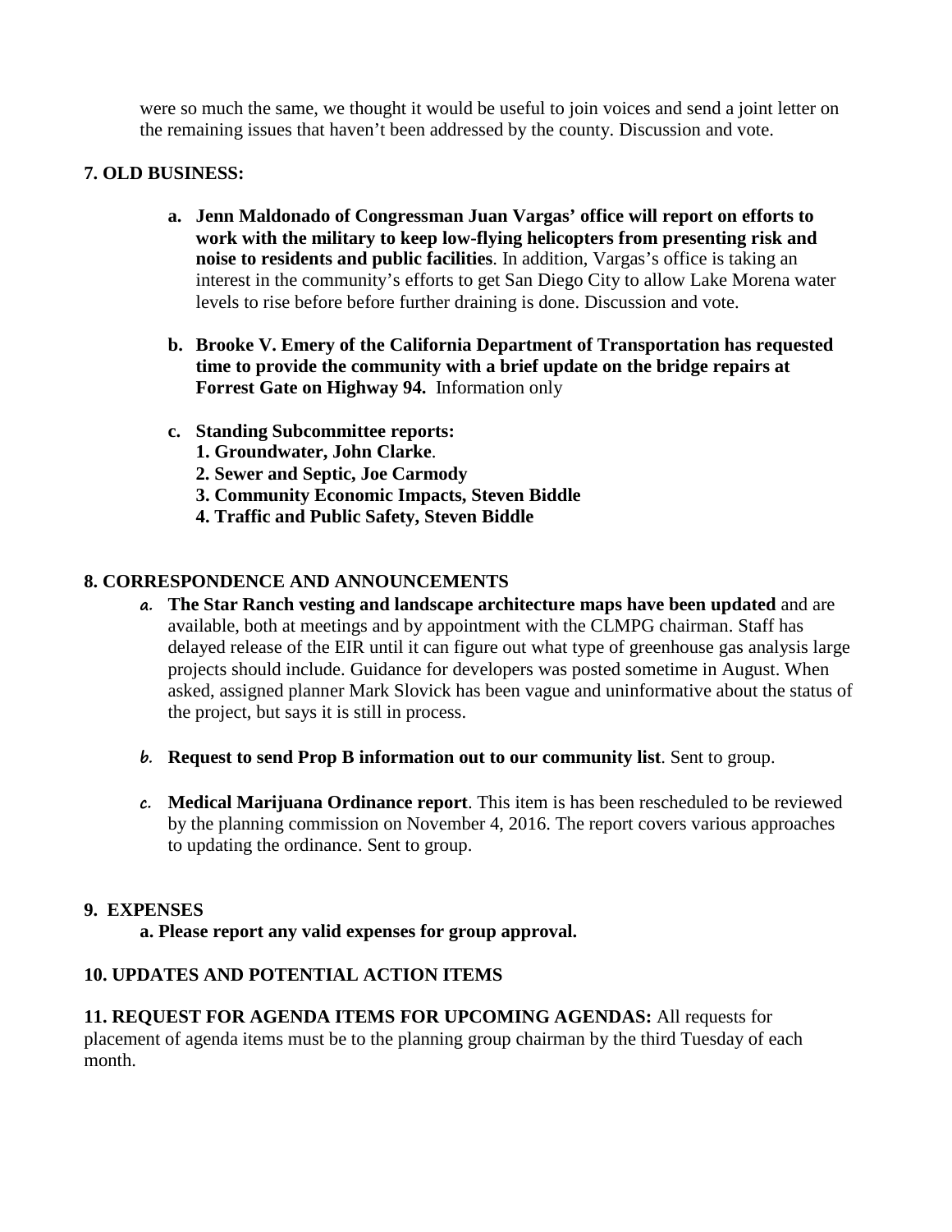were so much the same, we thought it would be useful to join voices and send a joint letter on the remaining issues that haven't been addressed by the county. Discussion and vote.

**7. OLD BUSINESS:**

a. **Jenn Maldonado of Congressman Juan Vargas' office will report on efforts to work with the military to keep low-flying helicopters from presenting risk and noise to residents and public facilities**. In addition, Vargas's office is taking an interest in the community's efforts to get San Diego City to allow Lake Morena water levels to rise before before further draining is done. Discussion and vote.

b. **Brooke V. Emery of the California Department of Transportation has requested time to provide the community with a brief update on the bridge repairs at Forrest Gate on Highway 94.** Information only

c. **Standing Subcommittee reports:**
   **1. Groundwater, John Clarke**.
   **2. Sewer and Septic, Joe Carmody**
   **3. Community Economic Impacts, Steven Biddle**
   **4. Traffic and Public Safety, Steven Biddle**

**8. CORRESPONDENCE AND ANNOUNCEMENTS**

a. **The Star Ranch vesting and landscape architecture maps have been updated** and are available, both at meetings and by appointment with the CLMPG chairman. Staff has delayed release of the EIR until it can figure out what type of greenhouse gas analysis large projects should include. Guidance for developers was posted sometime in August. When asked, assigned planner Mark Slovick has been vague and uninformative about the status of the project, but says it is still in process.

b. **Request to send Prop B information out to our community list**. Sent to group.

c. **Medical Marijuana Ordinance report**. This item is has been rescheduled to be reviewed by the planning commission on November 4, 2016. The report covers various approaches to updating the ordinance. Sent to group.

**9. EXPENSES**

**a. Please report any valid expenses for group approval.**

**10. UPDATES AND POTENTIAL ACTION ITEMS**

**11. REQUEST FOR AGENDA ITEMS FOR UPCOMING AGENDAS:** All requests for placement of agenda items must be to the planning group chairman by the third Tuesday of each month.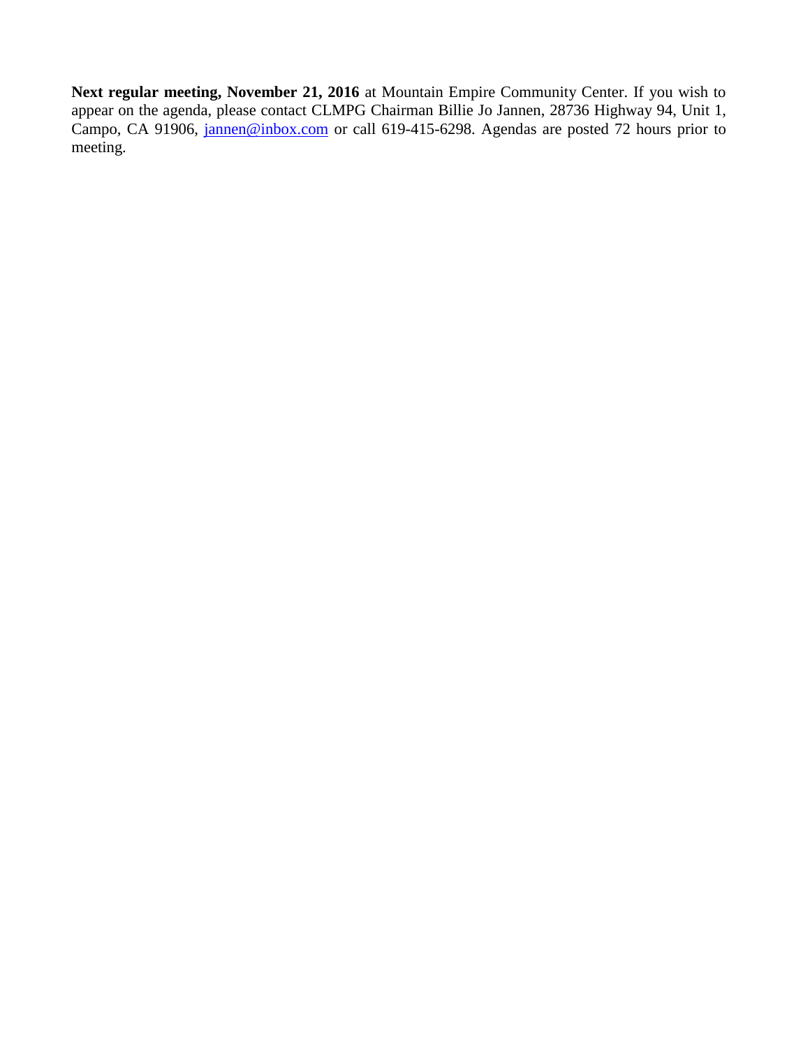**Next regular meeting, November 21, 2016** at Mountain Empire Community Center. If you wish to appear on the agenda, please contact CLMPG Chairman Billie Jo Jannen, 28736 Highway 94, Unit 1, Campo, CA 91906, jannen@inbox.com or call 619-415-6298. Agendas are posted 72 hours prior to meeting.